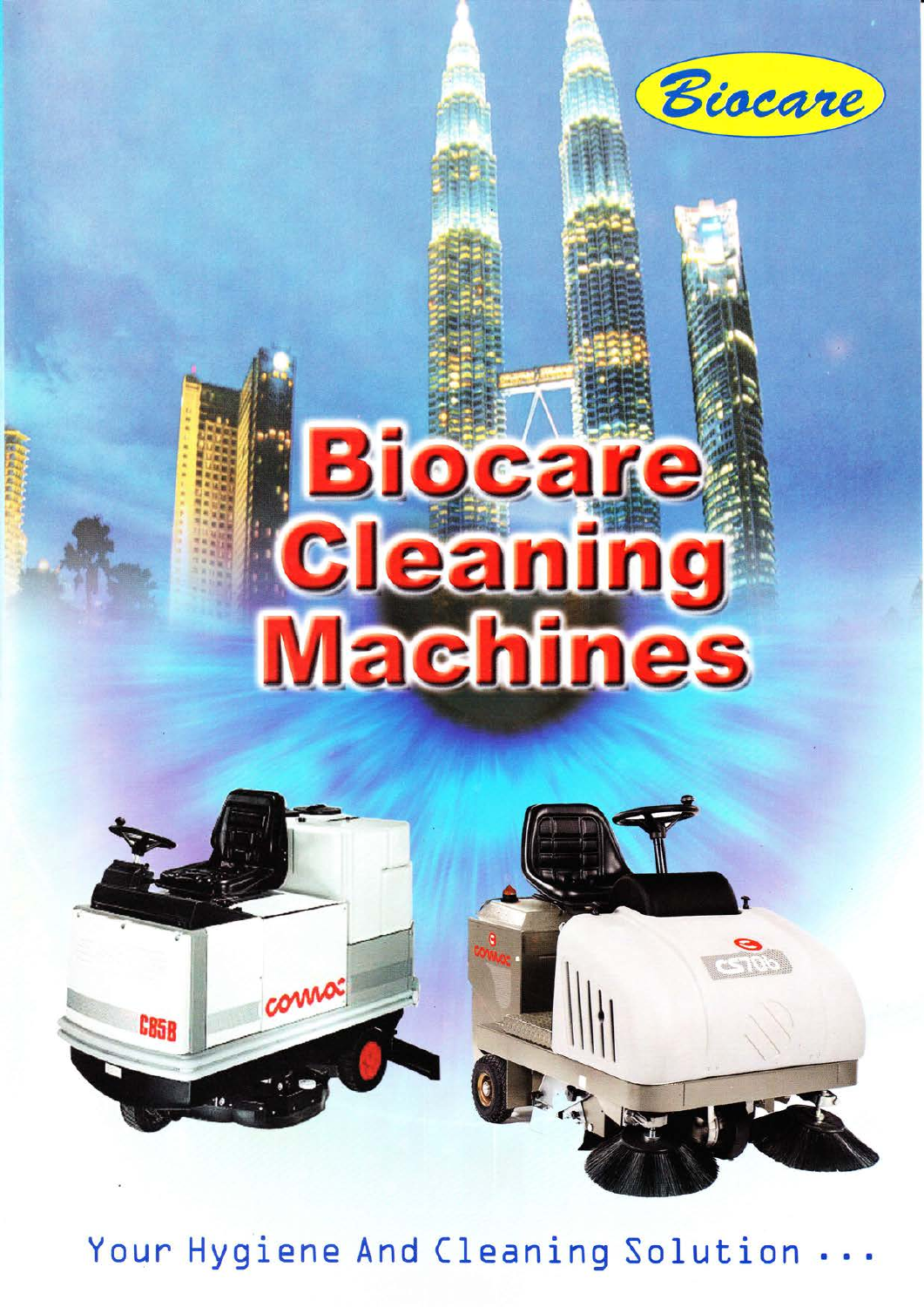Biocare

# Biocare Cleaning Machines

Your Hygiene And Cleaning Solution ...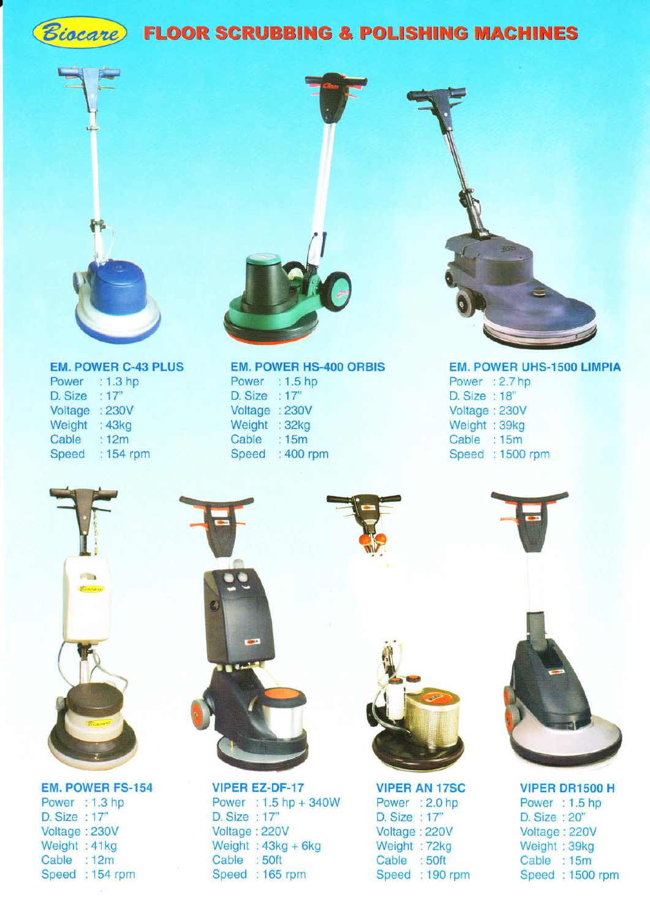# Biocare FLOOR SCRUBBING & POLISHING MACHINES

### EM. POWER C-43 PLUS

Power : 1.3 hp
D. Size : 17"
Voltage : 230V
Weight : 43kg
Cable : 12m
Speed : 154 rpm

### EM. POWER HS-400 ORBIS

Power : 1.5 hp
D. Size : 17"
Voltage : 230V
Weight : 32kg
Cable : 15m
Speed : 400 rpm

### EM. POWER UHS-1500 LIMPIA

Power : 2.7 hp
D. Size : 18"
Voltage : 230V
Weight : 39kg
Cable : 15m
Speed : 1500 rpm

### EM. POWER FS-154

Power : 1.3 hp
D. Size : 17"
Voltage : 230V
Weight : 41kg
Cable : 12m
Speed : 154 rpm

### VIPER EZ-DF-17

Power : 1.5 hp + 340W
D. Size : 17"
Voltage : 220V
Weight : 43kg + 6kg
Cable : 50ft
Speed : 165 rpm

### VIPER AN 17SC

Power : 2.0 hp
D. Size : 17"
Voltage : 220V
Weight : 72kg
Cable : 50ft
Speed : 190 rpm

### VIPER DR1500 H

Power : 1.5 hp
D. Size : 20"
Voltage : 220V
Weight : 39kg
Cable : 15m
Speed : 1500 rpm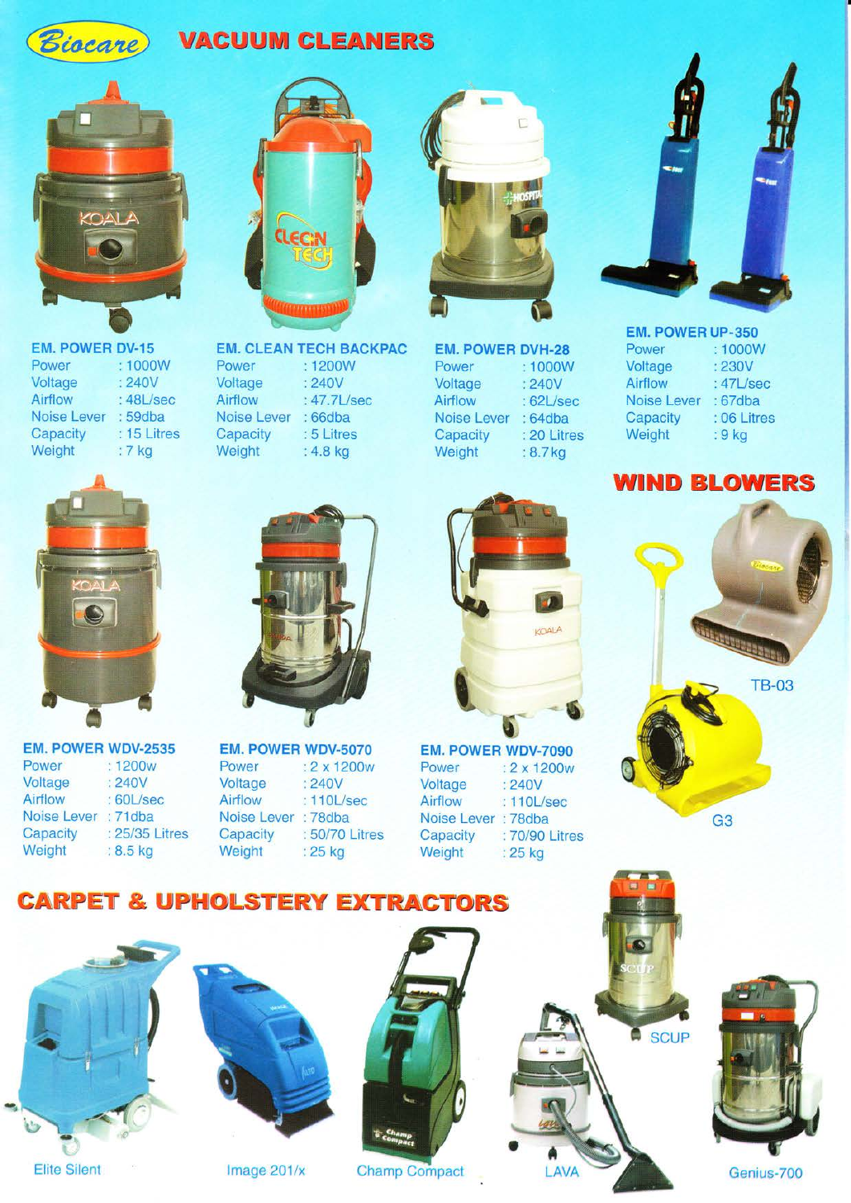# Biocare VACUUM CLEANERS

### EM. POWER DV-15

| | |
|---|---|
| Power | : 1000W |
| Voltage | : 240V |
| Airflow | : 48L/sec |
| Noise Lever | : 59dba |
| Capacity | : 15 Litres |
| Weight | : 7 kg |

### EM. CLEAN TECH BACKPAC

| | |
|---|---|
| Power | : 1200W |
| Voltage | : 240V |
| Airflow | : 47.7L/sec |
| Noise Lever | : 66dba |
| Capacity | : 5 Litres |
| Weight | : 4.8 kg |

### EM. POWER DVH-28

| | |
|---|---|
| Power | : 1000W |
| Voltage | : 240V |
| Airflow | : 62L/sec |
| Noise Lever | : 64dba |
| Capacity | : 20 Litres |
| Weight | : 8.7kg |

### EM. POWER UP-350

| | |
|---|---|
| Power | : 1000W |
| Voltage | : 230V |
| Airflow | : 47L/sec |
| Noise Lever | : 67dba |
| Capacity | : 06 Litres |
| Weight | : 9 kg |

### EM. POWER WDV-2535

| | |
|---|---|
| Power | : 1200w |
| Voltage | : 240V |
| Airflow | : 60L/sec |
| Noise Lever | : 71dba |
| Capacity | : 25/35 Litres |
| Weight | : 8.5 kg |

### EM. POWER WDV-5070

| | |
|---|---|
| Power | : 2 x 1200w |
| Voltage | : 240V |
| Airflow | : 110L/sec |
| Noise Lever | : 78dba |
| Capacity | : 50/70 Litres |
| Weight | : 25 kg |

### EM. POWER WDV-7090

| | |
|---|---|
| Power | : 2 x 1200w |
| Voltage | : 240V |
| Airflow | : 110L/sec |
| Noise Lever | : 78dba |
| Capacity | : 70/90 Litres |
| Weight | : 25 kg |

## WIND BLOWERS

TB-03

G3

## CARPET & UPHOLSTERY EXTRACTORS

Elite Silent

Image 201/x

Champ Compact

LAVA

SCUP

Genius-700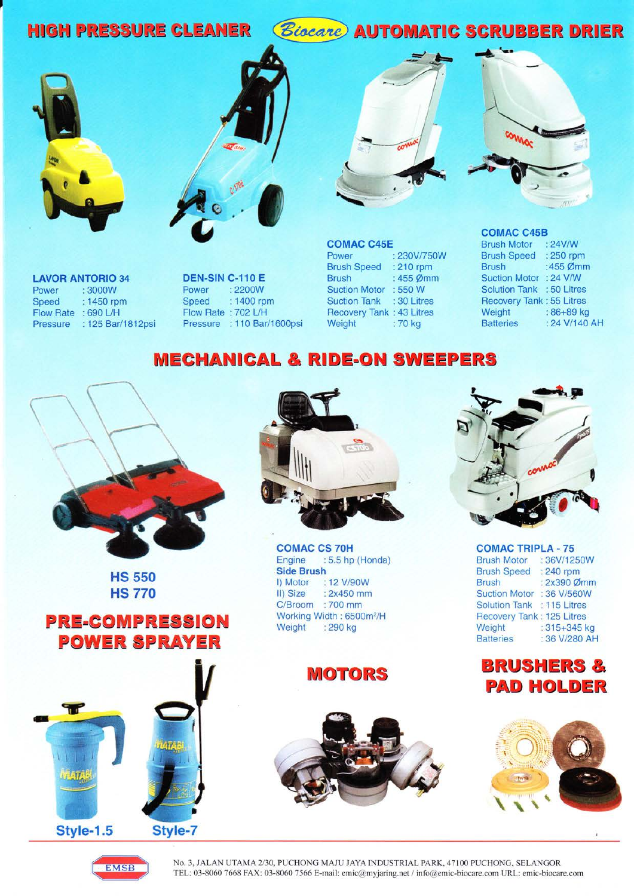# HIGH PRESSURE CLEANER

### LAVOR ANTORIO 34

| | |
|---|---|
| Power | : 3000W |
| Speed | : 1450 rpm |
| Flow Rate | : 690 L/H |
| Pressure | : 125 Bar/1812psi |

### DEN-SIN C-110 E

| | |
|---|---|
| Power | : 2200W |
| Speed | : 1400 rpm |
| Flow Rate | : 702 L/H |
| Pressure | : 110 Bar/1600psi |

# Biocare AUTOMATIC SCRUBBER DRIER

### COMAC C45E

| | |
|---|---|
| Power | : 230V/750W |
| Brush Speed | : 210 rpm |
| Brush | : 455 Ømm |
| Suction Motor | : 550 W |
| Suction Tank | : 30 Litres |
| Recovery Tank | : 43 Litres |
| Weight | : 70 kg |

### COMAC C45B

| | |
|---|---|
| Brush Motor | : 24V/W |
| Brush Speed | : 250 rpm |
| Brush | :455 Ømm |
| Suction Motor | : 24 V/W |
| Solution Tank | : 50 Litres |
| Recovery Tank | : 55 Litres |
| Weight | : 86+89 kg |
| Batteries | : 24 V/140 AH |

# MECHANICAL & RIDE-ON SWEEPERS

**HS 550**
**HS 770**

### COMAC CS 70H

| | |
|---|---|
| Engine | : 5.5 hp (Honda) |
| **Side Brush** | |
| I) Motor | : 12 V/90W |
| II) Size | : 2x450 mm |
| C/Broom | : 700 mm |
| Working Width | : 6500m²/H |
| Weight | : 290 kg |

### COMAC TRIPLA - 75

| | |
|---|---|
| Brush Motor | : 36V/1250W |
| Brush Speed | : 240 rpm |
| Brush | : 2x390 Ømm |
| Suction Motor | : 36 V/560W |
| Solution Tank | : 115 Litres |
| Recovery Tank | : 125 Litres |
| Weight | : 315+345 kg |
| Batteries | : 36 V/280 AH |

# PRE-COMPRESSION POWER SPRAYER

Style-1.5

Style-7

# MOTORS

# BRUSHERS & PAD HOLDER

EMSB

No. 3, JALAN UTAMA 2/30, PUCHONG MAJU JAYA INDUSTRIAL PARK, 47100 PUCHONG, SELANGOR
TEL: 03-8060 7668 FAX: 03-8060 7566 E-mail: emic@myjaring.net / info@emic-biocare.com URL: emic-biocare.com